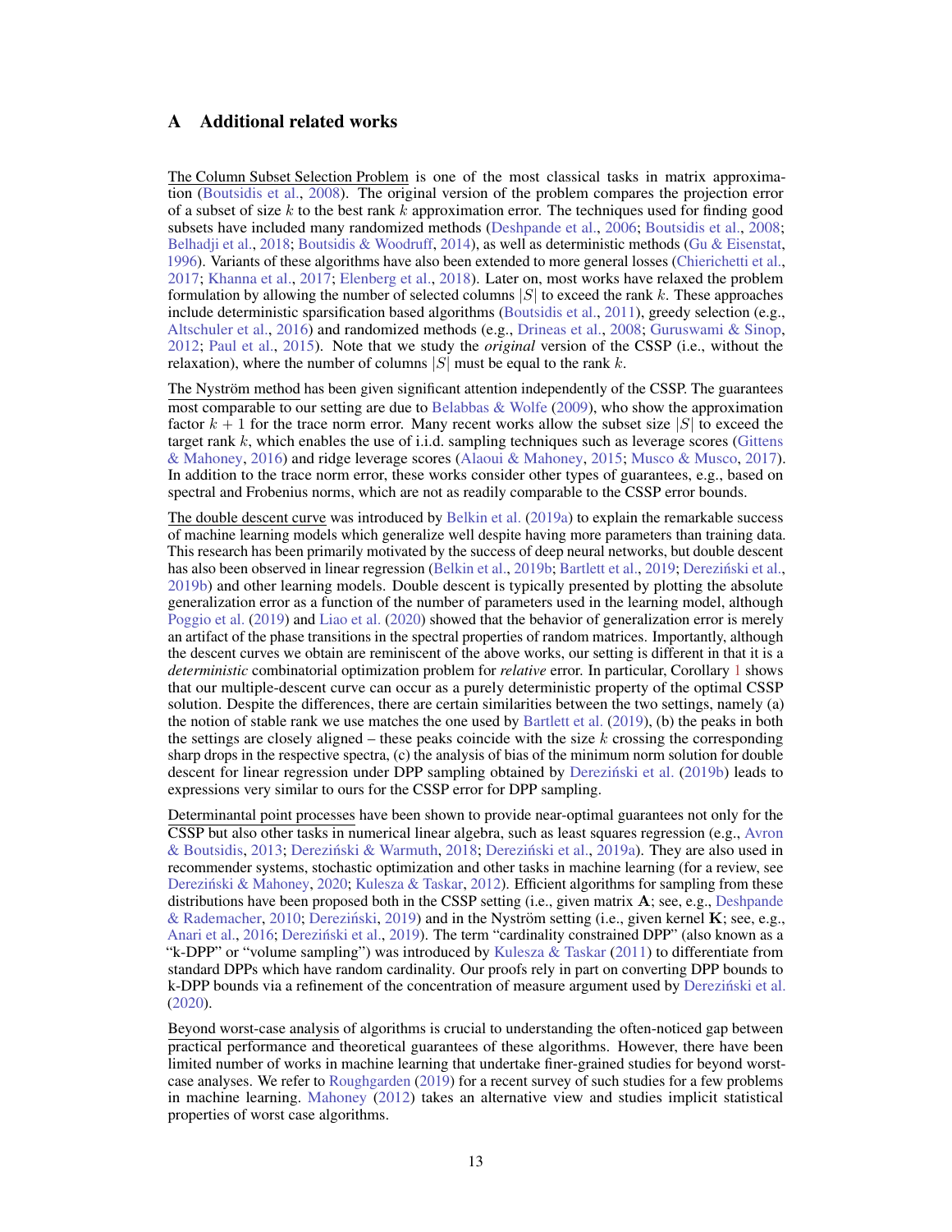# A Additional related works

The Column Subset Selection Problem is one of the most classical tasks in matrix approximation (Boutsidis et al., 2008). The original version of the problem compares the projection error of a subset of size $k$ to the best rank $k$ approximation error. The techniques used for finding good subsets have included many randomized methods (Deshpande et al., 2006; Boutsidis et al., 2008; Belhadji et al., 2018; Boutsidis & Woodruff, 2014), as well as deterministic methods (Gu & Eisenstat, 1996). Variants of these algorithms have also been extended to more general losses (Chierichetti et al., 2017; Khanna et al., 2017; Elenberg et al., 2018). Later on, most works have relaxed the problem formulation by allowing the number of selected columns $|S|$ to exceed the rank $k$. These approaches include deterministic sparsification based algorithms (Boutsidis et al., 2011), greedy selection (e.g., Altschuler et al., 2016) and randomized methods (e.g., Drineas et al., 2008; Guruswami & Sinop, 2012; Paul et al., 2015). Note that we study the *original* version of the CSSP (i.e., without the relaxation), where the number of columns $|S|$ must be equal to the rank $k$.

The Nyström method has been given significant attention independently of the CSSP. The guarantees most comparable to our setting are due to Belabbas & Wolfe (2009), who show the approximation factor $k + 1$ for the trace norm error. Many recent works allow the subset size $|S|$ to exceed the target rank $k$, which enables the use of i.i.d. sampling techniques such as leverage scores (Gittens & Mahoney, 2016) and ridge leverage scores (Alaoui & Mahoney, 2015; Musco & Musco, 2017). In addition to the trace norm error, these works consider other types of guarantees, e.g., based on spectral and Frobenius norms, which are not as readily comparable to the CSSP error bounds.

The double descent curve was introduced by Belkin et al. (2019a) to explain the remarkable success of machine learning models which generalize well despite having more parameters than training data. This research has been primarily motivated by the success of deep neural networks, but double descent has also been observed in linear regression (Belkin et al., 2019b; Bartlett et al., 2019; Dereziński et al., 2019b) and other learning models. Double descent is typically presented by plotting the absolute generalization error as a function of the number of parameters used in the learning model, although Poggio et al. (2019) and Liao et al. (2020) showed that the behavior of generalization error is merely an artifact of the phase transitions in the spectral properties of random matrices. Importantly, although the descent curves we obtain are reminiscent of the above works, our setting is different in that it is a *deterministic* combinatorial optimization problem for *relative* error. In particular, Corollary 1 shows that our multiple-descent curve can occur as a purely deterministic property of the optimal CSSP solution. Despite the differences, there are certain similarities between the two settings, namely (a) the notion of stable rank we use matches the one used by Bartlett et al. (2019), (b) the peaks in both the settings are closely aligned – these peaks coincide with the size $k$ crossing the corresponding sharp drops in the respective spectra, (c) the analysis of bias of the minimum norm solution for double descent for linear regression under DPP sampling obtained by Dereziński et al. (2019b) leads to expressions very similar to ours for the CSSP error for DPP sampling.

Determinantal point processes have been shown to provide near-optimal guarantees not only for the CSSP but also other tasks in numerical linear algebra, such as least squares regression (e.g., Avron & Boutsidis, 2013; Dereziński & Warmuth, 2018; Dereziński et al., 2019a). They are also used in recommender systems, stochastic optimization and other tasks in machine learning (for a review, see Dereziński & Mahoney, 2020; Kulesza & Taskar, 2012). Efficient algorithms for sampling from these distributions have been proposed both in the CSSP setting (i.e., given matrix $\mathbf{A}$; see, e.g., Deshpande & Rademacher, 2010; Dereziński, 2019) and in the Nyström setting (i.e., given kernel $\mathbf{K}$; see, e.g., Anari et al., 2016; Dereziński et al., 2019). The term "cardinality constrained DPP" (also known as a "k-DPP" or "volume sampling") was introduced by Kulesza & Taskar (2011) to differentiate from standard DPPs which have random cardinality. Our proofs rely in part on converting DPP bounds to k-DPP bounds via a refinement of the concentration of measure argument used by Dereziński et al. (2020).

Beyond worst-case analysis of algorithms is crucial to understanding the often-noticed gap between practical performance and theoretical guarantees of these algorithms. However, there have been limited number of works in machine learning that undertake finer-grained studies for beyond worst-case analyses. We refer to Roughgarden (2019) for a recent survey of such studies for a few problems in machine learning. Mahoney (2012) takes an alternative view and studies implicit statistical properties of worst case algorithms.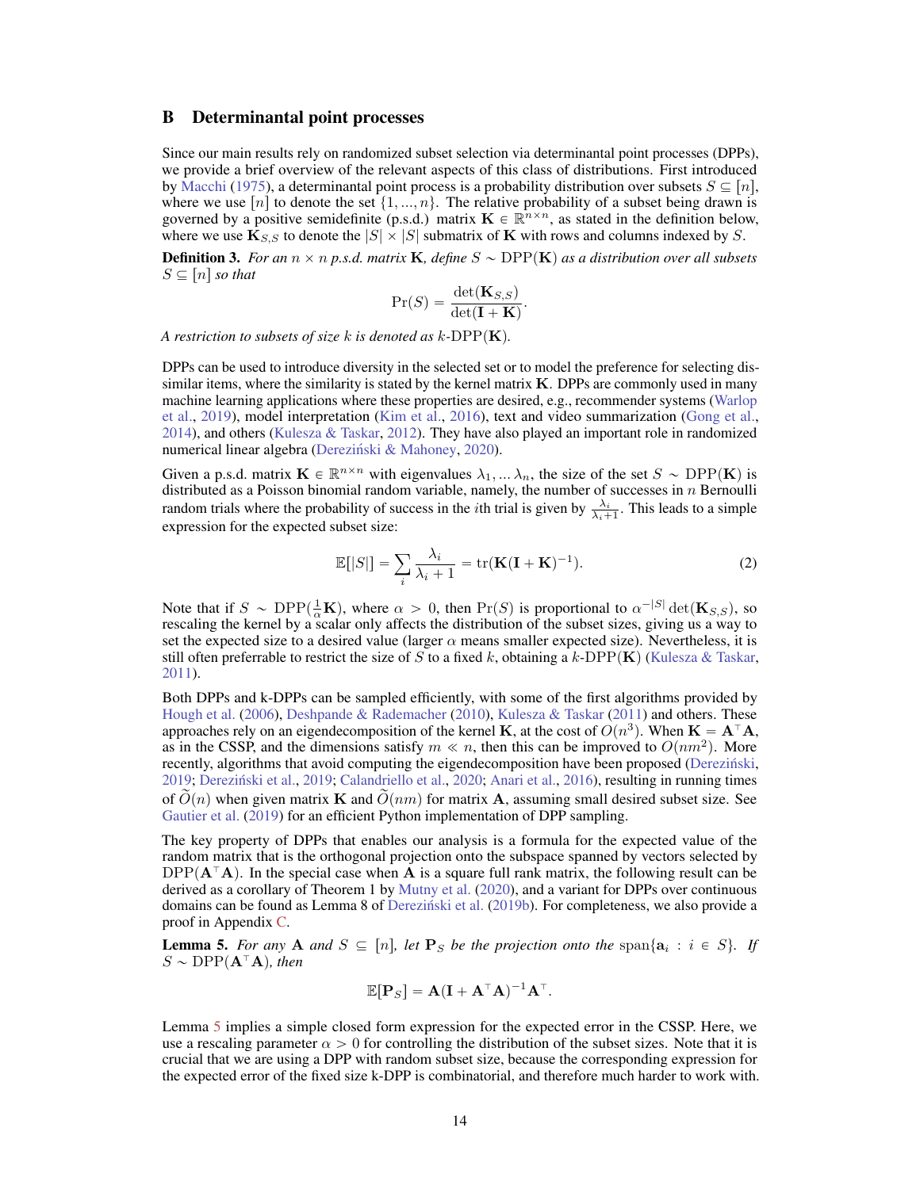# B Determinantal point processes

Since our main results rely on randomized subset selection via determinantal point processes (DPPs), we provide a brief overview of the relevant aspects of this class of distributions. First introduced by Macchi (1975), a determinantal point process is a probability distribution over subsets $S \subseteq [n]$, where we use $[n]$ to denote the set $\{1, ..., n\}$. The relative probability of a subset being drawn is governed by a positive semidefinite (p.s.d.) matrix $\mathbf{K} \in \mathbb{R}^{n \times n}$, as stated in the definition below, where we use $\mathbf{K}_{S,S}$ to denote the $|S| \times |S|$ submatrix of $\mathbf{K}$ with rows and columns indexed by $S$.

**Definition 3.** *For an $n \times n$ p.s.d. matrix $\mathbf{K}$, define $S \sim \mathrm{DPP}(\mathbf{K})$ as a distribution over all subsets $S \subseteq [n]$ so that*

$$\Pr(S) = \frac{\det(\mathbf{K}_{S,S})}{\det(\mathbf{I} + \mathbf{K})}.$$

*A restriction to subsets of size $k$ is denoted as $k$-$\mathrm{DPP}(\mathbf{K})$.*

DPPs can be used to introduce diversity in the selected set or to model the preference for selecting dissimilar items, where the similarity is stated by the kernel matrix $\mathbf{K}$. DPPs are commonly used in many machine learning applications where these properties are desired, e.g., recommender systems (Warlop et al., 2019), model interpretation (Kim et al., 2016), text and video summarization (Gong et al., 2014), and others (Kulesza & Taskar, 2012). They have also played an important role in randomized numerical linear algebra (Dereziński & Mahoney, 2020).

Given a p.s.d. matrix $\mathbf{K} \in \mathbb{R}^{n \times n}$ with eigenvalues $\lambda_1, ... \lambda_n$, the size of the set $S \sim \mathrm{DPP}(\mathbf{K})$ is distributed as a Poisson binomial random variable, namely, the number of successes in $n$ Bernoulli random trials where the probability of success in the $i$th trial is given by $\frac{\lambda_i}{\lambda_i + 1}$. This leads to a simple expression for the expected subset size:

$$\mathbb{E}[|S|] = \sum_i \frac{\lambda_i}{\lambda_i + 1} = \mathrm{tr}(\mathbf{K}(\mathbf{I} + \mathbf{K})^{-1}). \tag{2}$$

Note that if $S \sim \mathrm{DPP}(\frac{1}{\alpha}\mathbf{K})$, where $\alpha > 0$, then $\Pr(S)$ is proportional to $\alpha^{-|S|}\det(\mathbf{K}_{S,S})$, so rescaling the kernel by a scalar only affects the distribution of the subset sizes, giving us a way to set the expected size to a desired value (larger $\alpha$ means smaller expected size). Nevertheless, it is still often preferrable to restrict the size of $S$ to a fixed $k$, obtaining a $k$-$\mathrm{DPP}(\mathbf{K})$ (Kulesza & Taskar, 2011).

Both DPPs and k-DPPs can be sampled efficiently, with some of the first algorithms provided by Hough et al. (2006), Deshpande & Rademacher (2010), Kulesza & Taskar (2011) and others. These approaches rely on an eigendecomposition of the kernel $\mathbf{K}$, at the cost of $O(n^3)$. When $\mathbf{K} = \mathbf{A}^\top\mathbf{A}$, as in the CSSP, and the dimensions satisfy $m \ll n$, then this can be improved to $O(nm^2)$. More recently, algorithms that avoid computing the eigendecomposition have been proposed (Dereziński, 2019; Dereziński et al., 2019; Calandriello et al., 2020; Anari et al., 2016), resulting in running times of $\widetilde{O}(n)$ when given matrix $\mathbf{K}$ and $\widetilde{O}(nm)$ for matrix $\mathbf{A}$, assuming small desired subset size. See Gautier et al. (2019) for an efficient Python implementation of DPP sampling.

The key property of DPPs that enables our analysis is a formula for the expected value of the random matrix that is the orthogonal projection onto the subspace spanned by vectors selected by $\mathrm{DPP}(\mathbf{A}^\top\mathbf{A})$. In the special case when $\mathbf{A}$ is a square full rank matrix, the following result can be derived as a corollary of Theorem 1 by Mutny et al. (2020), and a variant for DPPs over continuous domains can be found as Lemma 8 of Dereziński et al. (2019b). For completeness, we also provide a proof in Appendix C.

**Lemma 5.** *For any $\mathbf{A}$ and $S \subseteq [n]$, let $\mathbf{P}_S$ be the projection onto the $\mathrm{span}\{\mathbf{a}_i : i \in S\}$. If $S \sim \mathrm{DPP}(\mathbf{A}^\top\mathbf{A})$, then*

$$\mathbb{E}[\mathbf{P}_S] = \mathbf{A}(\mathbf{I} + \mathbf{A}^\top\mathbf{A})^{-1}\mathbf{A}^\top.$$

Lemma 5 implies a simple closed form expression for the expected error in the CSSP. Here, we use a rescaling parameter $\alpha > 0$ for controlling the distribution of the subset sizes. Note that it is crucial that we are using a DPP with random subset size, because the corresponding expression for the expected error of the fixed size k-DPP is combinatorial, and therefore much harder to work with.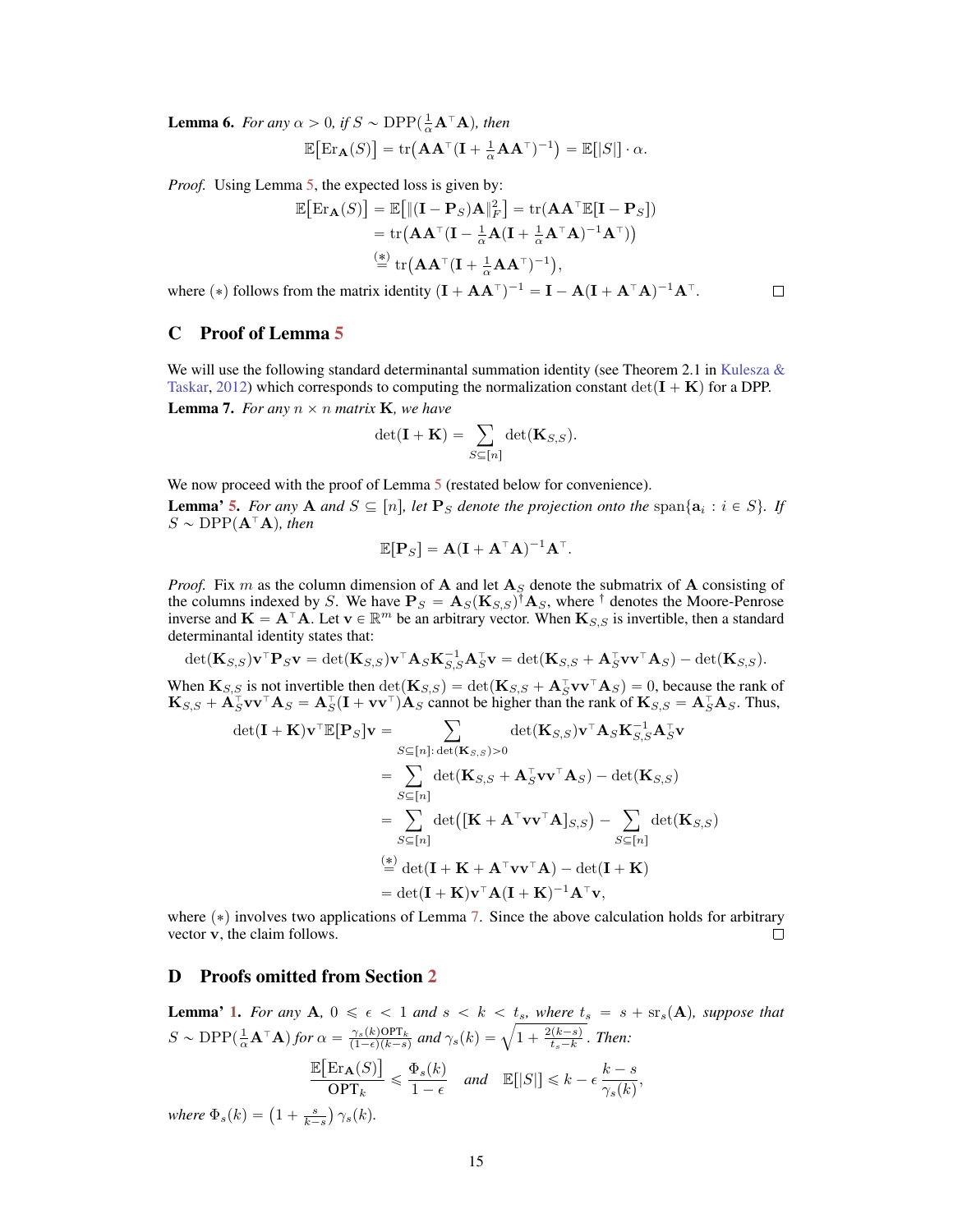**Lemma 6.** *For any $\alpha > 0$, if $S \sim \mathrm{DPP}(\frac{1}{\alpha}\mathbf{A}^\top\mathbf{A})$, then*

$$\mathbb{E}\big[\mathrm{Er}_{\mathbf{A}}(S)\big] = \mathrm{tr}\big(\mathbf{A}\mathbf{A}^\top(\mathbf{I} + \tfrac{1}{\alpha}\mathbf{A}\mathbf{A}^\top)^{-1}\big) = \mathbb{E}[|S|]\cdot\alpha.$$

*Proof.* Using Lemma 5, the expected loss is given by:

$$\begin{aligned}
\mathbb{E}\big[\mathrm{Er}_{\mathbf{A}}(S)\big] &= \mathbb{E}\big[\|(\mathbf{I}-\mathbf{P}_S)\mathbf{A}\|_F^2\big] = \mathrm{tr}(\mathbf{A}\mathbf{A}^\top\mathbb{E}[\mathbf{I}-\mathbf{P}_S]) \\
&= \mathrm{tr}\big(\mathbf{A}\mathbf{A}^\top(\mathbf{I} - \tfrac{1}{\alpha}\mathbf{A}(\mathbf{I}+\tfrac{1}{\alpha}\mathbf{A}^\top\mathbf{A})^{-1}\mathbf{A}^\top)\big) \\
&\overset{(*)}{=} \mathrm{tr}\big(\mathbf{A}\mathbf{A}^\top(\mathbf{I}+\tfrac{1}{\alpha}\mathbf{A}\mathbf{A}^\top)^{-1}\big),
\end{aligned}$$

where $(*)$ follows from the matrix identity $(\mathbf{I}+\mathbf{A}\mathbf{A}^\top)^{-1} = \mathbf{I} - \mathbf{A}(\mathbf{I}+\mathbf{A}^\top\mathbf{A})^{-1}\mathbf{A}^\top$. □

## C Proof of Lemma 5

We will use the following standard determinantal summation identity (see Theorem 2.1 in Kulesza & Taskar, 2012) which corresponds to computing the normalization constant $\det(\mathbf{I}+\mathbf{K})$ for a DPP.

**Lemma 7.** *For any $n\times n$ matrix $\mathbf{K}$, we have*

$$\det(\mathbf{I}+\mathbf{K}) = \sum_{S\subseteq[n]}\det(\mathbf{K}_{S,S}).$$

We now proceed with the proof of Lemma 5 (restated below for convenience).

**Lemma' 5.** *For any $\mathbf{A}$ and $S\subseteq[n]$, let $\mathbf{P}_S$ denote the projection onto the $\mathrm{span}\{\mathbf{a}_i : i\in S\}$. If $S\sim\mathrm{DPP}(\mathbf{A}^\top\mathbf{A})$, then*

$$\mathbb{E}[\mathbf{P}_S] = \mathbf{A}(\mathbf{I}+\mathbf{A}^\top\mathbf{A})^{-1}\mathbf{A}^\top.$$

*Proof.* Fix $m$ as the column dimension of $\mathbf{A}$ and let $\mathbf{A}_S$ denote the submatrix of $\mathbf{A}$ consisting of the columns indexed by $S$. We have $\mathbf{P}_S = \mathbf{A}_S(\mathbf{K}_{S,S})^\dagger\mathbf{A}_S$, where $^\dagger$ denotes the Moore-Penrose inverse and $\mathbf{K}=\mathbf{A}^\top\mathbf{A}$. Let $\mathbf{v}\in\mathbb{R}^m$ be an arbitrary vector. When $\mathbf{K}_{S,S}$ is invertible, then a standard determinantal identity states that:

$$\det(\mathbf{K}_{S,S})\mathbf{v}^\top\mathbf{P}_S\mathbf{v} = \det(\mathbf{K}_{S,S})\mathbf{v}^\top\mathbf{A}_S\mathbf{K}_{S,S}^{-1}\mathbf{A}_S^\top\mathbf{v} = \det(\mathbf{K}_{S,S}+\mathbf{A}_S^\top\mathbf{v}\mathbf{v}^\top\mathbf{A}_S) - \det(\mathbf{K}_{S,S}).$$

When $\mathbf{K}_{S,S}$ is not invertible then $\det(\mathbf{K}_{S,S}) = \det(\mathbf{K}_{S,S}+\mathbf{A}_S^\top\mathbf{v}\mathbf{v}^\top\mathbf{A}_S) = 0$, because the rank of $\mathbf{K}_{S,S}+\mathbf{A}_S^\top\mathbf{v}\mathbf{v}^\top\mathbf{A}_S = \mathbf{A}_S^\top(\mathbf{I}+\mathbf{v}\mathbf{v}^\top)\mathbf{A}_S$ cannot be higher than the rank of $\mathbf{K}_{S,S}=\mathbf{A}_S^\top\mathbf{A}_S$. Thus,

$$\begin{aligned}
\det(\mathbf{I}+\mathbf{K})\mathbf{v}^\top\mathbb{E}[\mathbf{P}_S]\mathbf{v} &= \sum_{S\subseteq[n]:\,\det(\mathbf{K}_{S,S})>0}\det(\mathbf{K}_{S,S})\mathbf{v}^\top\mathbf{A}_S\mathbf{K}_{S,S}^{-1}\mathbf{A}_S^\top\mathbf{v} \\
&= \sum_{S\subseteq[n]}\det(\mathbf{K}_{S,S}+\mathbf{A}_S^\top\mathbf{v}\mathbf{v}^\top\mathbf{A}_S) - \det(\mathbf{K}_{S,S}) \\
&= \sum_{S\subseteq[n]}\det\big([\mathbf{K}+\mathbf{A}^\top\mathbf{v}\mathbf{v}^\top\mathbf{A}]_{S,S}\big) - \sum_{S\subseteq[n]}\det(\mathbf{K}_{S,S}) \\
&\overset{(*)}{=} \det(\mathbf{I}+\mathbf{K}+\mathbf{A}^\top\mathbf{v}\mathbf{v}^\top\mathbf{A}) - \det(\mathbf{I}+\mathbf{K}) \\
&= \det(\mathbf{I}+\mathbf{K})\mathbf{v}^\top\mathbf{A}(\mathbf{I}+\mathbf{K})^{-1}\mathbf{A}^\top\mathbf{v},
\end{aligned}$$

where $(*)$ involves two applications of Lemma 7. Since the above calculation holds for arbitrary vector $\mathbf{v}$, the claim follows. □

## D Proofs omitted from Section 2

**Lemma' 1.** *For any $\mathbf{A}$, $0\leqslant\epsilon<1$ and $s<k<t_s$, where $t_s = s+\mathrm{sr}_s(\mathbf{A})$, suppose that $S\sim\mathrm{DPP}(\frac{1}{\alpha}\mathbf{A}^\top\mathbf{A})$ for $\alpha = \frac{\gamma_s(k)\mathrm{OPT}_k}{(1-\epsilon)(k-s)}$ and $\gamma_s(k) = \sqrt{1+\frac{2(k-s)}{t_s-k}}$. Then:*

$$\frac{\mathbb{E}\big[\mathrm{Er}_{\mathbf{A}}(S)\big]}{\mathrm{OPT}_k}\leqslant\frac{\Phi_s(k)}{1-\epsilon}\quad\text{and}\quad\mathbb{E}[|S|]\leqslant k-\epsilon\frac{k-s}{\gamma_s(k)},$$

*where $\Phi_s(k) = \big(1+\frac{s}{k-s}\big)\gamma_s(k)$.*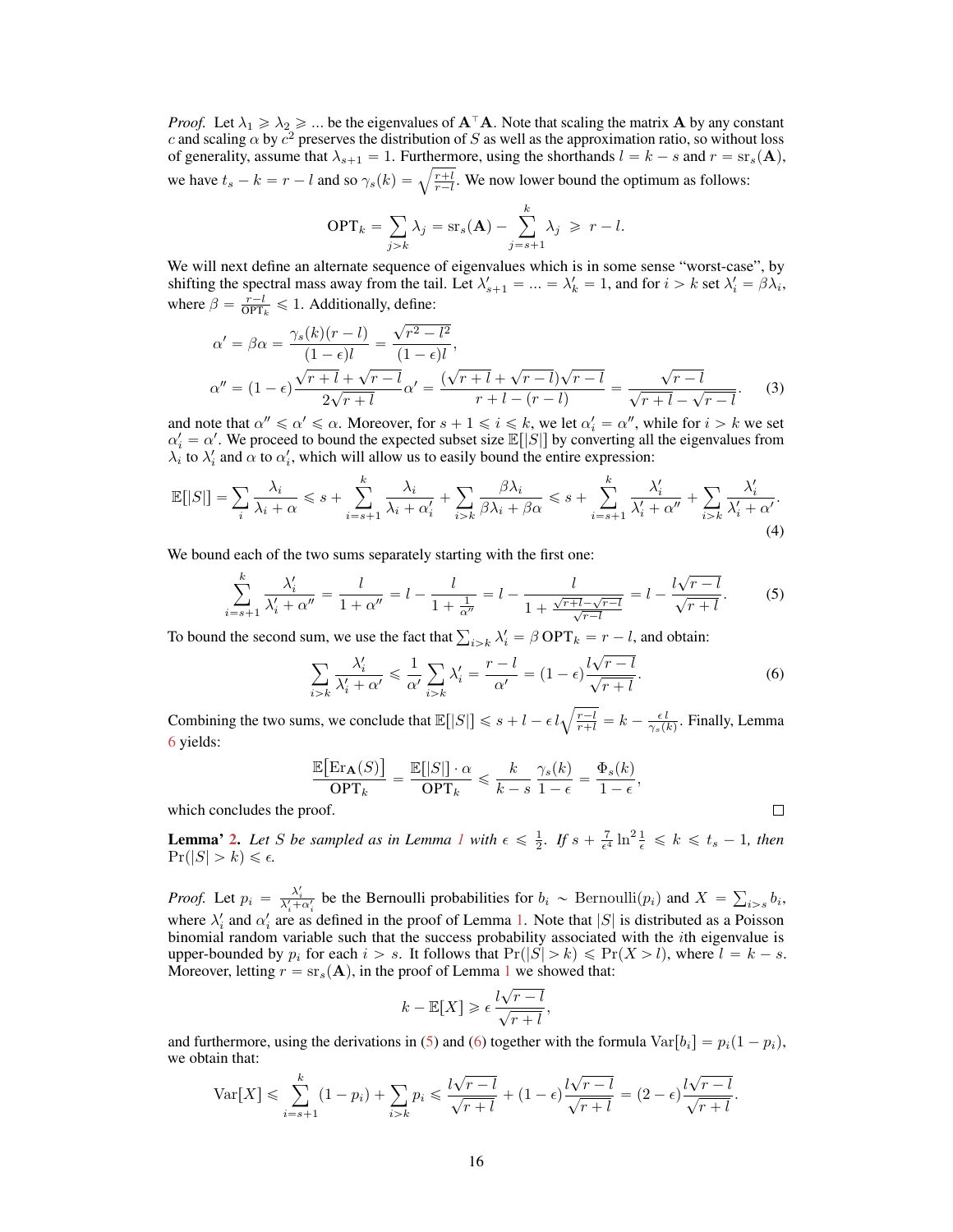*Proof.* Let $\lambda_1 \geqslant \lambda_2 \geqslant ...$ be the eigenvalues of $\mathbf{A}^\top\mathbf{A}$. Note that scaling the matrix $\mathbf{A}$ by any constant $c$ and scaling $\alpha$ by $c^2$ preserves the distribution of $S$ as well as the approximation ratio, so without loss of generality, assume that $\lambda_{s+1} = 1$. Furthermore, using the shorthands $l = k - s$ and $r = \mathrm{sr}_s(\mathbf{A})$, we have $t_s - k = r - l$ and so $\gamma_s(k) = \sqrt{\frac{r+l}{r-l}}$. We now lower bound the optimum as follows:

$$\mathrm{OPT}_k = \sum_{j>k} \lambda_j = \mathrm{sr}_s(\mathbf{A}) - \sum_{j=s+1}^{k} \lambda_j \geqslant r - l.$$

We will next define an alternate sequence of eigenvalues which is in some sense "worst-case", by shifting the spectral mass away from the tail. Let $\lambda'_{s+1} = ... = \lambda'_k = 1$, and for $i > k$ set $\lambda'_i = \beta\lambda_i$, where $\beta = \frac{r-l}{\mathrm{OPT}_k} \leqslant 1$. Additionally, define:

$$\alpha' = \beta\alpha = \frac{\gamma_s(k)(r-l)}{(1-\epsilon)l} = \frac{\sqrt{r^2-l^2}}{(1-\epsilon)l},$$

$$\alpha'' = (1-\epsilon)\frac{\sqrt{r+l}+\sqrt{r-l}}{2\sqrt{r+l}}\alpha' = \frac{(\sqrt{r+l}+\sqrt{r-l})\sqrt{r-l}}{r+l-(r-l)} = \frac{\sqrt{r-l}}{\sqrt{r+l}-\sqrt{r-l}}. \tag{3}$$

and note that $\alpha'' \leqslant \alpha' \leqslant \alpha$. Moreover, for $s+1 \leqslant i \leqslant k$, we let $\alpha'_i = \alpha''$, while for $i > k$ we set $\alpha'_i = \alpha'$. We proceed to bound the expected subset size $\mathbb{E}[|S|]$ by converting all the eigenvalues from $\lambda_i$ to $\lambda'_i$ and $\alpha$ to $\alpha'_i$, which will allow us to easily bound the entire expression:

$$\mathbb{E}[|S|] = \sum_i \frac{\lambda_i}{\lambda_i+\alpha} \leqslant s + \sum_{i=s+1}^{k} \frac{\lambda_i}{\lambda_i+\alpha'_i} + \sum_{i>k} \frac{\beta\lambda_i}{\beta\lambda_i+\beta\alpha} \leqslant s + \sum_{i=s+1}^{k} \frac{\lambda'_i}{\lambda'_i+\alpha''} + \sum_{i>k} \frac{\lambda'_i}{\lambda'_i+\alpha'}. \tag{4}$$

We bound each of the two sums separately starting with the first one:

$$\sum_{i=s+1}^{k} \frac{\lambda'_i}{\lambda'_i+\alpha''} = \frac{l}{1+\alpha''} = l - \frac{l}{1+\frac{1}{\alpha''}} = l - \frac{l}{1+\frac{\sqrt{r+l}-\sqrt{r-l}}{\sqrt{r-l}}} = l - \frac{l\sqrt{r-l}}{\sqrt{r+l}}. \tag{5}$$

To bound the second sum, we use the fact that $\sum_{i>k} \lambda'_i = \beta\,\mathrm{OPT}_k = r - l$, and obtain:

$$\sum_{i>k} \frac{\lambda'_i}{\lambda'_i+\alpha'} \leqslant \frac{1}{\alpha'}\sum_{i>k}\lambda'_i = \frac{r-l}{\alpha'} = (1-\epsilon)\frac{l\sqrt{r-l}}{\sqrt{r+l}}. \tag{6}$$

Combining the two sums, we conclude that $\mathbb{E}[|S|] \leqslant s + l - \epsilon l\sqrt{\frac{r-l}{r+l}} = k - \frac{\epsilon\, l}{\gamma_s(k)}$. Finally, Lemma 6 yields:

$$\frac{\mathbb{E}\big[\mathrm{Er}_{\mathbf{A}}(S)\big]}{\mathrm{OPT}_k} = \frac{\mathbb{E}[|S|]\cdot\alpha}{\mathrm{OPT}_k} \leqslant \frac{k}{k-s}\,\frac{\gamma_s(k)}{1-\epsilon} = \frac{\Phi_s(k)}{1-\epsilon},$$

which concludes the proof. ∎

**Lemma' 2.** *Let $S$ be sampled as in Lemma 1 with $\epsilon \leqslant \frac{1}{2}$. If $s + \frac{7}{\epsilon^4}\ln^2\frac{1}{\epsilon} \leqslant k \leqslant t_s - 1$, then $\Pr(|S| > k) \leqslant \epsilon$.*

*Proof.* Let $p_i = \frac{\lambda'_i}{\lambda'_i+\alpha'_i}$ be the Bernoulli probabilities for $b_i \sim \mathrm{Bernoulli}(p_i)$ and $X = \sum_{i>s} b_i$, where $\lambda'_i$ and $\alpha'_i$ are as defined in the proof of Lemma 1. Note that $|S|$ is distributed as a Poisson binomial random variable such that the success probability associated with the $i$th eigenvalue is upper-bounded by $p_i$ for each $i > s$. It follows that $\Pr(|S| > k) \leqslant \Pr(X > l)$, where $l = k - s$. Moreover, letting $r = \mathrm{sr}_s(\mathbf{A})$, in the proof of Lemma 1 we showed that:

$$k - \mathbb{E}[X] \geqslant \epsilon\,\frac{l\sqrt{r-l}}{\sqrt{r+l}},$$

and furthermore, using the derivations in (5) and (6) together with the formula $\mathrm{Var}[b_i] = p_i(1-p_i)$, we obtain that:

$$\mathrm{Var}[X] \leqslant \sum_{i=s+1}^{k}(1-p_i) + \sum_{i>k} p_i \leqslant \frac{l\sqrt{r-l}}{\sqrt{r+l}} + (1-\epsilon)\frac{l\sqrt{r-l}}{\sqrt{r+l}} = (2-\epsilon)\frac{l\sqrt{r-l}}{\sqrt{r+l}}.$$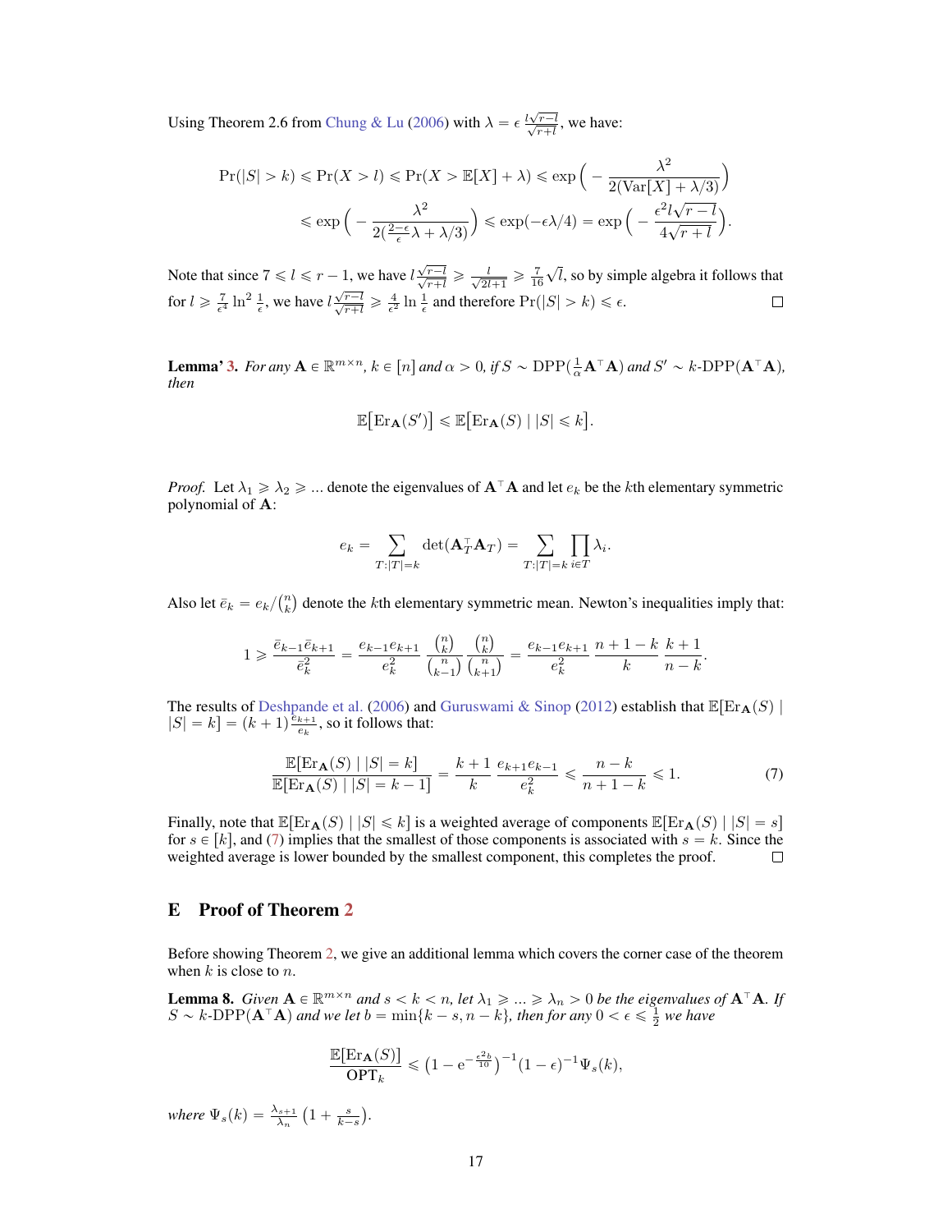Using Theorem 2.6 from Chung & Lu (2006) with $\lambda = \epsilon \frac{l\sqrt{r-l}}{\sqrt{r+l}}$, we have:

$$\Pr(|S|>k) \leqslant \Pr(X>l) \leqslant \Pr(X > \mathbb{E}[X]+\lambda) \leqslant \exp\Big(-\frac{\lambda^2}{2(\mathrm{Var}[X]+\lambda/3)}\Big)$$
$$\leqslant \exp\Big(-\frac{\lambda^2}{2(\frac{2-\epsilon}{\epsilon}\lambda+\lambda/3)}\Big) \leqslant \exp(-\epsilon\lambda/4) = \exp\Big(-\frac{\epsilon^2 l\sqrt{r-l}}{4\sqrt{r+l}}\Big).$$

Note that since $7 \leqslant l \leqslant r-1$, we have $l\frac{\sqrt{r-l}}{\sqrt{r+l}} \geqslant \frac{l}{\sqrt{2l+1}} \geqslant \frac{7}{16}\sqrt{l}$, so by simple algebra it follows that for $l \geqslant \frac{7}{\epsilon^4}\ln^2\frac{1}{\epsilon}$, we have $l\frac{\sqrt{r-l}}{\sqrt{r+l}} \geqslant \frac{4}{\epsilon^2}\ln\frac{1}{\epsilon}$ and therefore $\Pr(|S|>k) \leqslant \epsilon$. □

**Lemma' 3.** *For any $\mathbf{A} \in \mathbb{R}^{m\times n}$, $k \in [n]$ and $\alpha > 0$, if $S \sim \mathrm{DPP}(\frac{1}{\alpha}\mathbf{A}^\top\mathbf{A})$ and $S' \sim k\text{-}\mathrm{DPP}(\mathbf{A}^\top\mathbf{A})$, then*

$$\mathbb{E}\big[\mathrm{Er}_{\mathbf{A}}(S')\big] \leqslant \mathbb{E}\big[\mathrm{Er}_{\mathbf{A}}(S) \mid |S| \leqslant k\big].$$

*Proof.* Let $\lambda_1 \geqslant \lambda_2 \geqslant \ldots$ denote the eigenvalues of $\mathbf{A}^\top\mathbf{A}$ and let $e_k$ be the $k$th elementary symmetric polynomial of $\mathbf{A}$:

$$e_k = \sum_{T:|T|=k} \det(\mathbf{A}_T^\top \mathbf{A}_T) = \sum_{T:|T|=k}\prod_{i\in T}\lambda_i.$$

Also let $\bar{e}_k = e_k/\binom{n}{k}$ denote the $k$th elementary symmetric mean. Newton's inequalities imply that:

$$1 \geqslant \frac{\bar{e}_{k-1}\bar{e}_{k+1}}{\bar{e}_k^2} = \frac{e_{k-1}e_{k+1}}{e_k^2}\,\frac{\binom{n}{k}}{\binom{n}{k-1}}\,\frac{\binom{n}{k}}{\binom{n}{k+1}} = \frac{e_{k-1}e_{k+1}}{e_k^2}\,\frac{n+1-k}{k}\,\frac{k+1}{n-k}.$$

The results of Deshpande et al. (2006) and Guruswami & Sinop (2012) establish that $\mathbb{E}[\mathrm{Er}_{\mathbf{A}}(S) \mid |S| = k] = (k+1)\frac{e_{k+1}}{e_k}$, so it follows that:

$$\frac{\mathbb{E}[\mathrm{Er}_{\mathbf{A}}(S) \mid |S|=k]}{\mathbb{E}[\mathrm{Er}_{\mathbf{A}}(S) \mid |S|=k-1]} = \frac{k+1}{k}\,\frac{e_{k+1}e_{k-1}}{e_k^2} \leqslant \frac{n-k}{n+1-k} \leqslant 1. \tag{7}$$

Finally, note that $\mathbb{E}[\mathrm{Er}_{\mathbf{A}}(S) \mid |S| \leqslant k]$ is a weighted average of components $\mathbb{E}[\mathrm{Er}_{\mathbf{A}}(S) \mid |S| = s]$ for $s \in [k]$, and (7) implies that the smallest of those components is associated with $s = k$. Since the weighted average is lower bounded by the smallest component, this completes the proof. □

## E Proof of Theorem 2

Before showing Theorem 2, we give an additional lemma which covers the corner case of the theorem when $k$ is close to $n$.

**Lemma 8.** *Given $\mathbf{A} \in \mathbb{R}^{m\times n}$ and $s < k < n$, let $\lambda_1 \geqslant \ldots \geqslant \lambda_n > 0$ be the eigenvalues of $\mathbf{A}^\top\mathbf{A}$. If $S \sim k\text{-}\mathrm{DPP}(\mathbf{A}^\top\mathbf{A})$ and we let $b = \min\{k-s, n-k\}$, then for any $0 < \epsilon \leqslant \frac{1}{2}$ we have*

$$\frac{\mathbb{E}[\mathrm{Er}_{\mathbf{A}}(S)]}{\mathrm{OPT}_k} \leqslant \big(1 - \mathrm{e}^{-\frac{\epsilon^2 b}{10}}\big)^{-1}(1-\epsilon)^{-1}\Psi_s(k),$$

*where $\Psi_s(k) = \frac{\lambda_{s+1}}{\lambda_n}\big(1 + \frac{s}{k-s}\big)$.*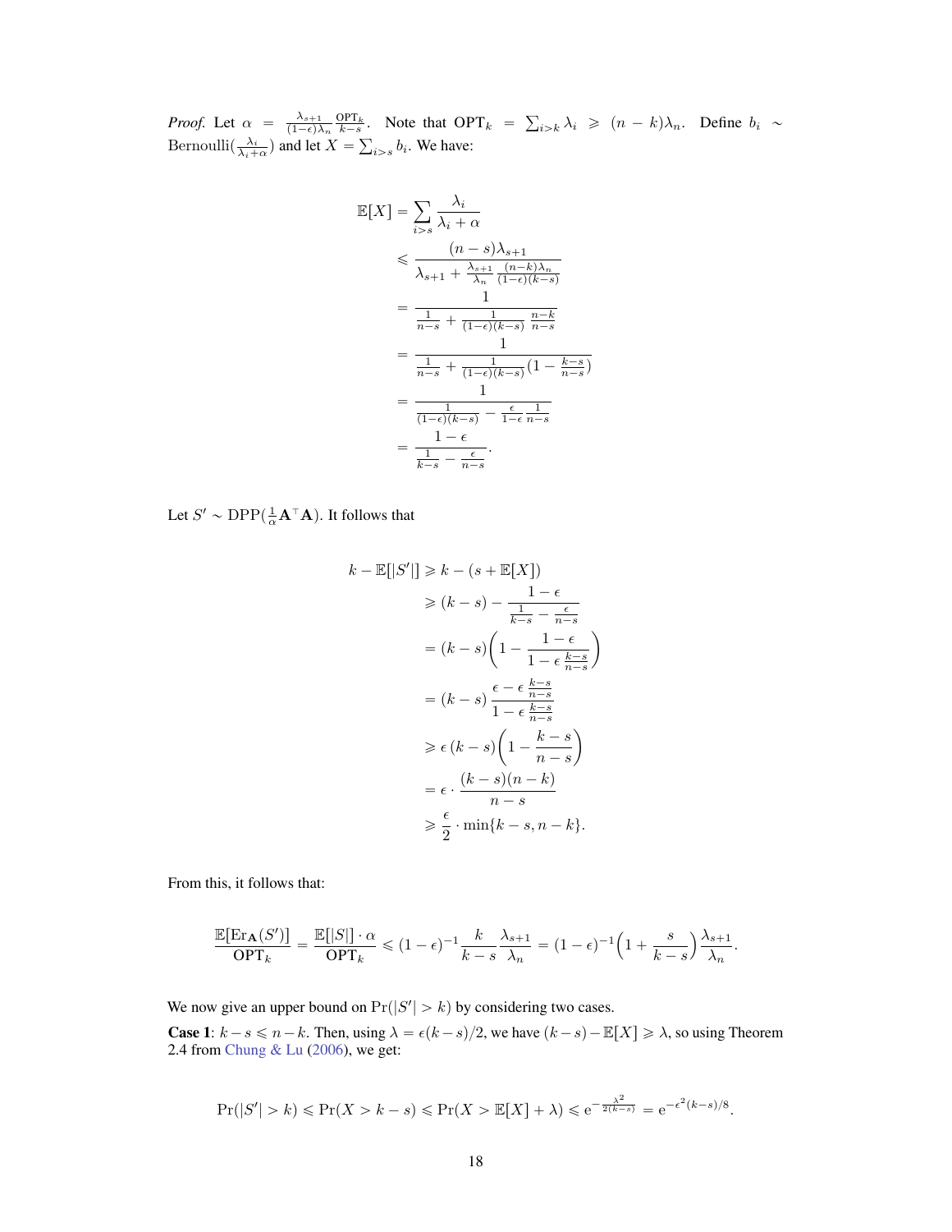*Proof.* Let $\alpha = \frac{\lambda_{s+1}}{(1-\epsilon)\lambda_n} \frac{\mathrm{OPT}_k}{k-s}$. Note that $\mathrm{OPT}_k = \sum_{i>k} \lambda_i \geqslant (n-k)\lambda_n$. Define $b_i \sim \mathrm{Bernoulli}(\frac{\lambda_i}{\lambda_i+\alpha})$ and let $X = \sum_{i>s} b_i$. We have:

$$
\begin{aligned}
\mathbb{E}[X] &= \sum_{i>s} \frac{\lambda_i}{\lambda_i + \alpha} \\
&\leqslant \frac{(n-s)\lambda_{s+1}}{\lambda_{s+1} + \frac{\lambda_{s+1}}{\lambda_n} \frac{(n-k)\lambda_n}{(1-\epsilon)(k-s)}} \\
&= \frac{1}{\frac{1}{n-s} + \frac{1}{(1-\epsilon)(k-s)} \frac{n-k}{n-s}} \\
&= \frac{1}{\frac{1}{n-s} + \frac{1}{(1-\epsilon)(k-s)} (1 - \frac{k-s}{n-s})} \\
&= \frac{1}{\frac{1}{(1-\epsilon)(k-s)} - \frac{\epsilon}{1-\epsilon} \frac{1}{n-s}} \\
&= \frac{1-\epsilon}{\frac{1}{k-s} - \frac{\epsilon}{n-s}}.
\end{aligned}
$$

Let $S' \sim \mathrm{DPP}(\frac{1}{\alpha}\mathbf{A}^\top\mathbf{A})$. It follows that

$$
\begin{aligned}
k - \mathbb{E}[|S'|] &\geqslant k - (s + \mathbb{E}[X]) \\
&\geqslant (k-s) - \frac{1-\epsilon}{\frac{1}{k-s} - \frac{\epsilon}{n-s}} \\
&= (k-s)\bigg(1 - \frac{1-\epsilon}{1 - \epsilon\,\frac{k-s}{n-s}}\bigg) \\
&= (k-s)\,\frac{\epsilon - \epsilon\,\frac{k-s}{n-s}}{1 - \epsilon\,\frac{k-s}{n-s}} \\
&\geqslant \epsilon\,(k-s)\bigg(1 - \frac{k-s}{n-s}\bigg) \\
&= \epsilon \cdot \frac{(k-s)(n-k)}{n-s} \\
&\geqslant \frac{\epsilon}{2} \cdot \min\{k-s, n-k\}.
\end{aligned}
$$

From this, it follows that:

$$
\frac{\mathbb{E}[\mathrm{Er}_{\mathbf{A}}(S')]}{\mathrm{OPT}_k} = \frac{\mathbb{E}[|S|] \cdot \alpha}{\mathrm{OPT}_k} \leqslant (1-\epsilon)^{-1} \frac{k}{k-s} \frac{\lambda_{s+1}}{\lambda_n} = (1-\epsilon)^{-1}\Big(1 + \frac{s}{k-s}\Big)\frac{\lambda_{s+1}}{\lambda_n}.
$$

We now give an upper bound on $\Pr(|S'| > k)$ by considering two cases.

**Case 1**: $k - s \leqslant n - k$. Then, using $\lambda = \epsilon(k-s)/2$, we have $(k-s) - \mathbb{E}[X] \geqslant \lambda$, so using Theorem 2.4 from Chung & Lu (2006), we get:

$$
\Pr(|S'| > k) \leqslant \Pr(X > k - s) \leqslant \Pr(X > \mathbb{E}[X] + \lambda) \leqslant \mathrm{e}^{-\frac{\lambda^2}{2(k-s)}} = \mathrm{e}^{-\epsilon^2(k-s)/8}.
$$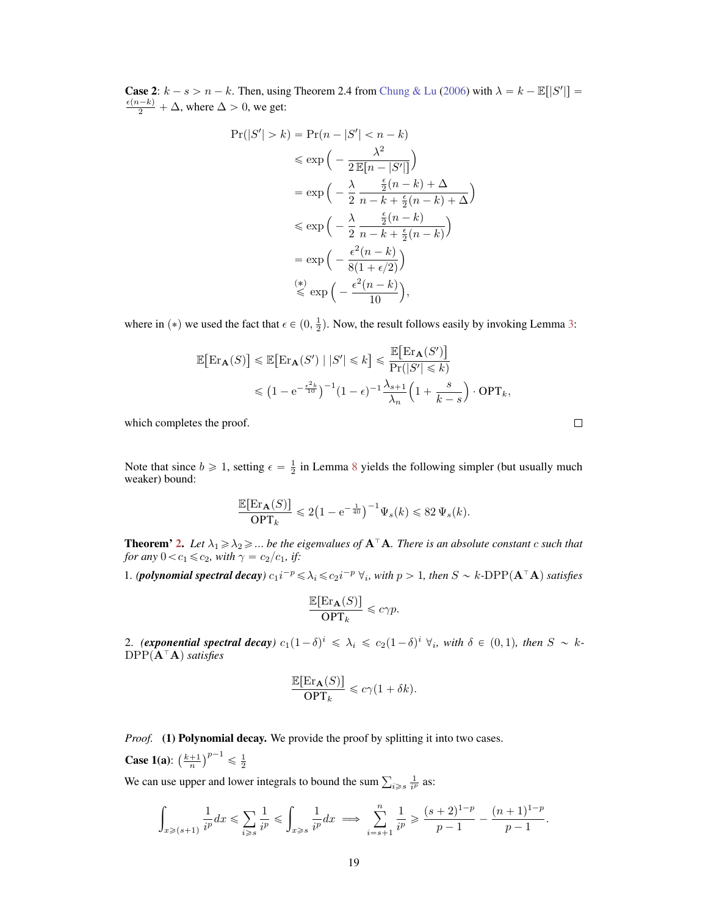**Case 2**: $k - s > n - k$. Then, using Theorem 2.4 from Chung & Lu (2006) with $\lambda = k - \mathbb{E}[|S'|] = \frac{\epsilon(n-k)}{2} + \Delta$, where $\Delta > 0$, we get:

$$
\begin{aligned}
\Pr(|S'| > k) &= \Pr(n - |S'| < n - k) \\
&\leqslant \exp\Big( - \frac{\lambda^2}{2\,\mathbb{E}[n - |S'|]}\Big) \\
&= \exp\Big( - \frac{\lambda}{2} \frac{\frac{\epsilon}{2}(n-k) + \Delta}{n - k + \frac{\epsilon}{2}(n-k) + \Delta}\Big) \\
&\leqslant \exp\Big( - \frac{\lambda}{2} \frac{\frac{\epsilon}{2}(n-k)}{n - k + \frac{\epsilon}{2}(n-k)}\Big) \\
&= \exp\Big( - \frac{\epsilon^2 (n-k)}{8(1 + \epsilon/2)}\Big) \\
&\overset{(*)}{\leqslant} \exp\Big( - \frac{\epsilon^2(n-k)}{10}\Big),
\end{aligned}
$$

where in $(*)$ we used the fact that $\epsilon \in (0, \frac{1}{2})$. Now, the result follows easily by invoking Lemma 3:

$$
\begin{aligned}
\mathbb{E}\big[\mathrm{Er}_{\mathbf{A}}(S)\big] &\leqslant \mathbb{E}\big[\mathrm{Er}_{\mathbf{A}}(S') \mid |S'| \leqslant k\big] \leqslant \frac{\mathbb{E}\big[\mathrm{Er}_{\mathbf{A}}(S')\big]}{\Pr(|S'| \leqslant k)} \\
&\leqslant \big(1 - \mathrm{e}^{-\frac{\epsilon^2 b}{10}}\big)^{-1} (1-\epsilon)^{-1} \frac{\lambda_{s+1}}{\lambda_n} \Big(1 + \frac{s}{k-s}\Big) \cdot \mathrm{OPT}_k,
\end{aligned}
$$

which completes the proof. □

Note that since $b \geqslant 1$, setting $\epsilon = \frac{1}{2}$ in Lemma 8 yields the following simpler (but usually much weaker) bound:

$$
\frac{\mathbb{E}[\mathrm{Er}_{\mathbf{A}}(S)]}{\mathrm{OPT}_k} \leqslant 2\big(1 - \mathrm{e}^{-\frac{1}{40}}\big)^{-1} \Psi_s(k) \leqslant 82\, \Psi_s(k).
$$

**Theorem' 2.** *Let $\lambda_1 \geqslant \lambda_2 \geqslant ...$ be the eigenvalues of $\mathbf{A}^\top \mathbf{A}$. There is an absolute constant $c$ such that for any $0 < c_1 \leqslant c_2$, with $\gamma = c_2/c_1$, if:*

1. ***(polynomial spectral decay)*** *$c_1 i^{-p} \leqslant \lambda_i \leqslant c_2 i^{-p}\ \forall_i$, with $p > 1$, then $S \sim k\text{-DPP}(\mathbf{A}^\top\mathbf{A})$ satisfies*

$$
\frac{\mathbb{E}[\mathrm{Er}_{\mathbf{A}}(S)]}{\mathrm{OPT}_k} \leqslant c\gamma p.
$$

2. ***(exponential spectral decay)*** *$c_1(1-\delta)^i \leqslant \lambda_i \leqslant c_2(1-\delta)^i\ \forall_i$, with $\delta \in (0,1)$, then $S \sim k\text{-DPP}(\mathbf{A}^\top\mathbf{A})$ satisfies*

$$
\frac{\mathbb{E}[\mathrm{Er}_{\mathbf{A}}(S)]}{\mathrm{OPT}_k} \leqslant c\gamma(1 + \delta k).
$$

*Proof.* **(1) Polynomial decay.** We provide the proof by splitting it into two cases.

**Case 1(a)**: $\big(\frac{k+1}{n}\big)^{p-1} \leqslant \frac{1}{2}$

We can use upper and lower integrals to bound the sum $\sum_{i \geqslant s} \frac{1}{i^p}$ as:

$$
\int_{x \geqslant (s+1)} \frac{1}{i^p} dx \leqslant \sum_{i \geqslant s} \frac{1}{i^p} \leqslant \int_{x \geqslant s} \frac{1}{i^p} dx \implies \sum_{i=s+1}^{n} \frac{1}{i^p} \geqslant \frac{(s+2)^{1-p}}{p-1} - \frac{(n+1)^{1-p}}{p-1}.
$$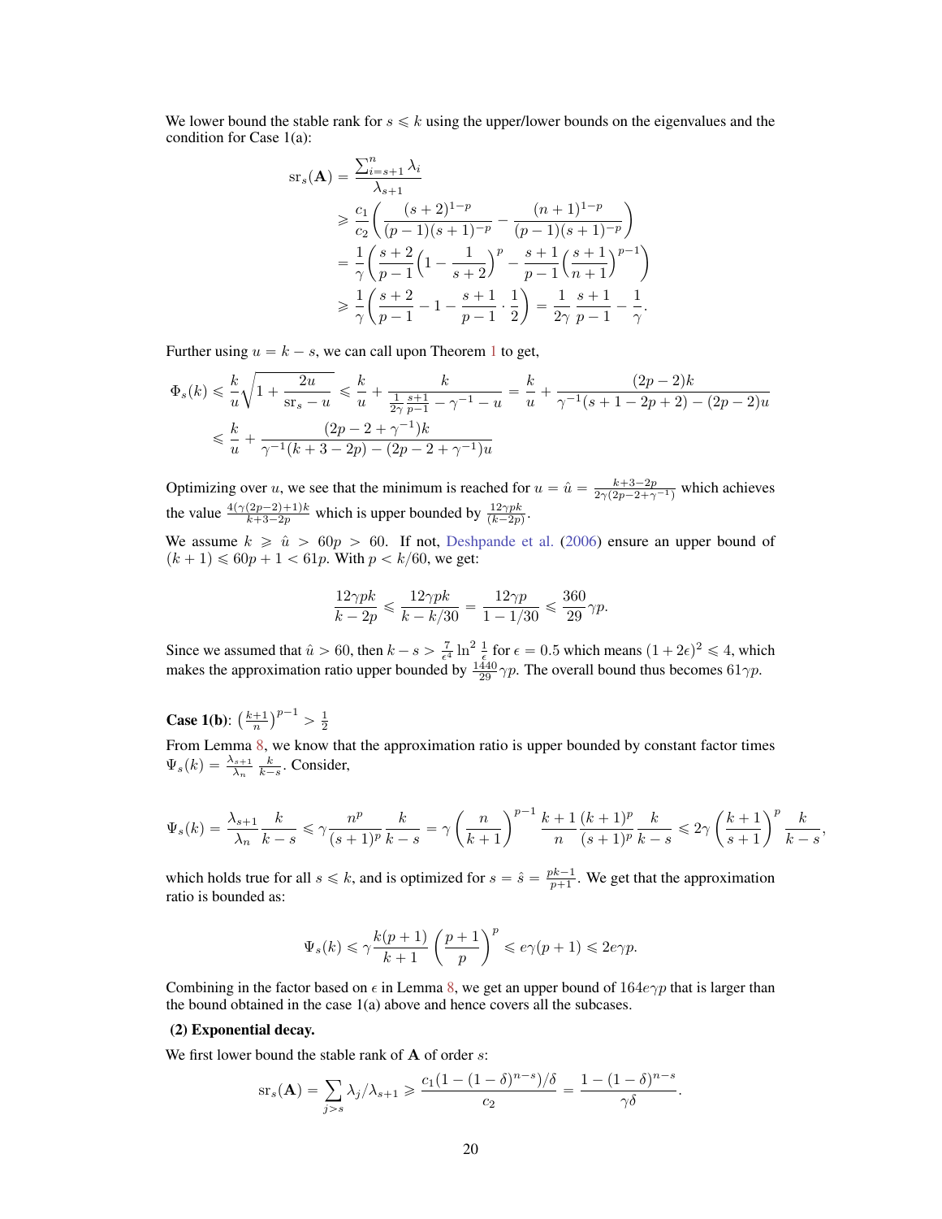We lower bound the stable rank for $s \leqslant k$ using the upper/lower bounds on the eigenvalues and the condition for Case 1(a):

$$
\begin{aligned}
\mathrm{sr}_s(\mathbf{A}) &= \frac{\sum_{i=s+1}^{n} \lambda_i}{\lambda_{s+1}} \\
&\geqslant \frac{c_1}{c_2}\bigg(\frac{(s+2)^{1-p}}{(p-1)(s+1)^{-p}} - \frac{(n+1)^{1-p}}{(p-1)(s+1)^{-p}}\bigg) \\
&= \frac{1}{\gamma}\bigg(\frac{s+2}{p-1}\Big(1-\frac{1}{s+2}\Big)^p - \frac{s+1}{p-1}\Big(\frac{s+1}{n+1}\Big)^{p-1}\bigg) \\
&\geqslant \frac{1}{\gamma}\bigg(\frac{s+2}{p-1} - 1 - \frac{s+1}{p-1}\cdot\frac{1}{2}\bigg) = \frac{1}{2\gamma}\frac{s+1}{p-1} - \frac{1}{\gamma}.
\end{aligned}
$$

Further using $u = k-s$, we can call upon Theorem 1 to get,

$$
\begin{aligned}
\Phi_s(k) &\leqslant \frac{k}{u}\sqrt{1+\frac{2u}{\mathrm{sr}_s - u}} \leqslant \frac{k}{u} + \frac{k}{\frac{1}{2\gamma}\frac{s+1}{p-1} - \gamma^{-1} - u} = \frac{k}{u} + \frac{(2p-2)k}{\gamma^{-1}(s+1-2p+2) - (2p-2)u} \\
&\leqslant \frac{k}{u} + \frac{(2p-2+\gamma^{-1})k}{\gamma^{-1}(k+3-2p) - (2p-2+\gamma^{-1})u}
\end{aligned}
$$

Optimizing over $u$, we see that the minimum is reached for $u = \hat{u} = \frac{k+3-2p}{2\gamma(2p-2+\gamma^{-1})}$ which achieves the value $\frac{4(\gamma(2p-2)+1)k}{k+3-2p}$ which is upper bounded by $\frac{12\gamma pk}{(k-2p)}$.

We assume $k \geqslant \hat{u} > 60p > 60$. If not, Deshpande et al. (2006) ensure an upper bound of $(k+1) \leqslant 60p+1 < 61p$. With $p < k/60$, we get:

$$
\frac{12\gamma pk}{k-2p} \leqslant \frac{12\gamma pk}{k-k/30} = \frac{12\gamma p}{1-1/30} \leqslant \frac{360}{29}\gamma p.
$$

Since we assumed that $\hat{u} > 60$, then $k-s > \frac{7}{\epsilon^4}\ln^2\frac{1}{\epsilon}$ for $\epsilon = 0.5$ which means $(1+2\epsilon)^2 \leqslant 4$, which makes the approximation ratio upper bounded by $\frac{1440}{29}\gamma p$. The overall bound thus becomes $61\gamma p$.

**Case 1(b)**: $\left(\frac{k+1}{n}\right)^{p-1} > \frac{1}{2}$

From Lemma 8, we know that the approximation ratio is upper bounded by constant factor times $\Psi_s(k) = \frac{\lambda_{s+1}}{\lambda_n}\frac{k}{k-s}$. Consider,

$$
\Psi_s(k) = \frac{\lambda_{s+1}}{\lambda_n}\frac{k}{k-s} \leqslant \gamma\frac{n^p}{(s+1)^p}\frac{k}{k-s} = \gamma\left(\frac{n}{k+1}\right)^{p-1}\frac{k+1}{n}\frac{(k+1)^p}{(s+1)^p}\frac{k}{k-s} \leqslant 2\gamma\left(\frac{k+1}{s+1}\right)^p\frac{k}{k-s},
$$

which holds true for all $s \leqslant k$, and is optimized for $s = \hat{s} = \frac{pk-1}{p+1}$. We get that the approximation ratio is bounded as:

$$
\Psi_s(k) \leqslant \gamma\frac{k(p+1)}{k+1}\left(\frac{p+1}{p}\right)^p \leqslant e\gamma(p+1) \leqslant 2e\gamma p.
$$

Combining in the factor based on $\epsilon$ in Lemma 8, we get an upper bound of $164e\gamma p$ that is larger than the bound obtained in the case 1(a) above and hence covers all the subcases.

**(2) Exponential decay.**

We first lower bound the stable rank of $\mathbf{A}$ of order $s$:

$$
\mathrm{sr}_s(\mathbf{A}) = \sum_{j>s}\lambda_j/\lambda_{s+1} \geqslant \frac{c_1(1-(1-\delta)^{n-s})/\delta}{c_2} = \frac{1-(1-\delta)^{n-s}}{\gamma\delta}.
$$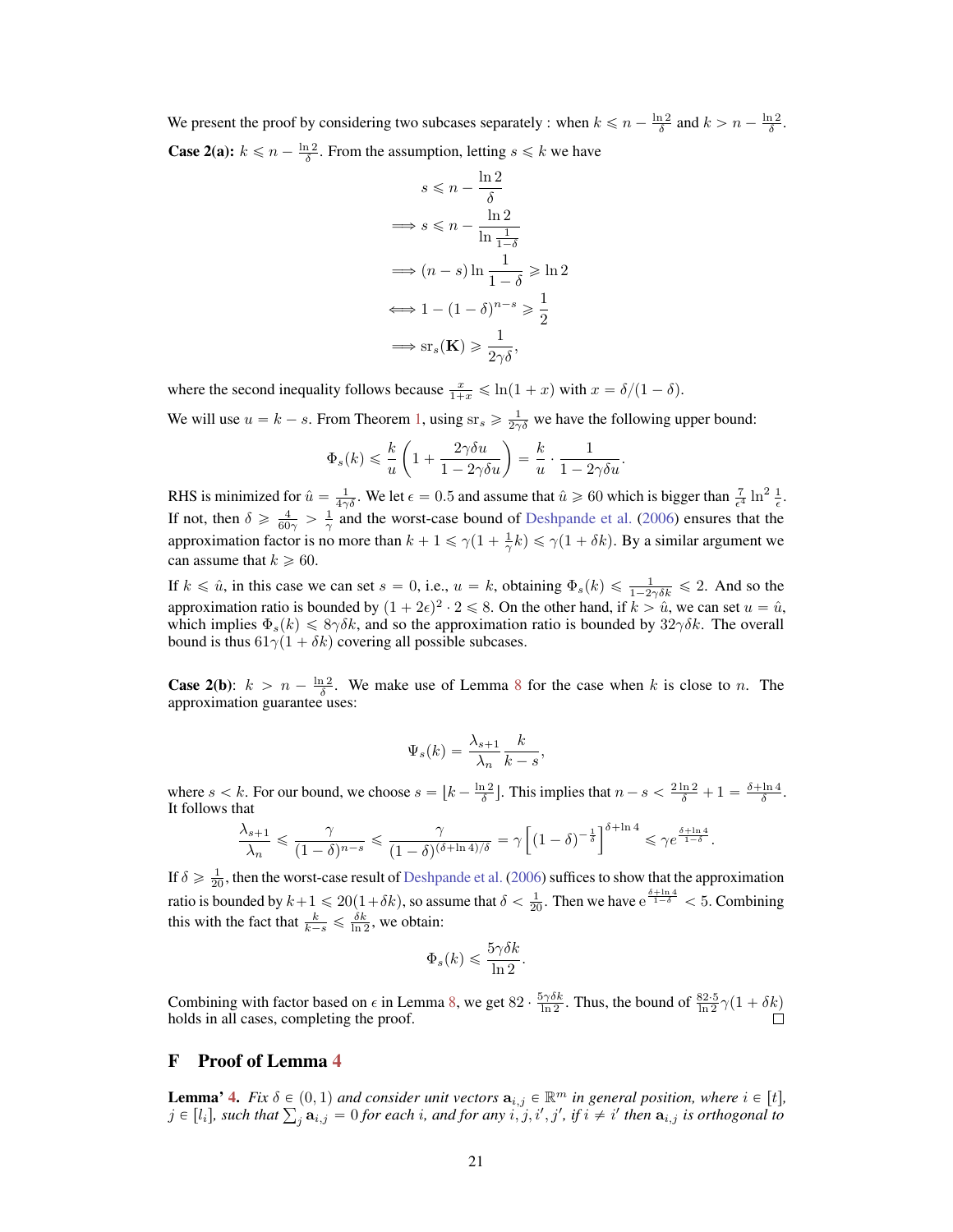We present the proof by considering two subcases separately : when $k \leqslant n - \frac{\ln 2}{\delta}$ and $k > n - \frac{\ln 2}{\delta}$.

**Case 2(a):** $k \leqslant n - \frac{\ln 2}{\delta}$. From the assumption, letting $s \leqslant k$ we have

$$
\begin{aligned}
& s \leqslant n - \frac{\ln 2}{\delta} \\
\Longrightarrow\ & s \leqslant n - \frac{\ln 2}{\ln \frac{1}{1-\delta}} \\
\Longrightarrow\ & (n-s)\ln \frac{1}{1-\delta} \geqslant \ln 2 \\
\Longleftrightarrow\ & 1 - (1-\delta)^{n-s} \geqslant \frac{1}{2} \\
\Longrightarrow\ & \mathrm{sr}_s(\mathbf{K}) \geqslant \frac{1}{2\gamma\delta},
\end{aligned}
$$

where the second inequality follows because $\frac{x}{1+x} \leqslant \ln(1+x)$ with $x = \delta/(1-\delta)$.

We will use $u = k - s$. From Theorem 1, using $\mathrm{sr}_s \geqslant \frac{1}{2\gamma\delta}$ we have the following upper bound:

$$
\Phi_s(k) \leqslant \frac{k}{u}\left(1 + \frac{2\gamma\delta u}{1 - 2\gamma\delta u}\right) = \frac{k}{u} \cdot \frac{1}{1 - 2\gamma\delta u}.
$$

RHS is minimized for $\hat{u} = \frac{1}{4\gamma\delta}$. We let $\epsilon = 0.5$ and assume that $\hat{u} \geqslant 60$ which is bigger than $\frac{7}{\epsilon^4}\ln^2\frac{1}{\epsilon}$. If not, then $\delta \geqslant \frac{4}{60\gamma} > \frac{1}{\gamma}$ and the worst-case bound of Deshpande et al. (2006) ensures that the approximation factor is no more than $k + 1 \leqslant \gamma(1 + \frac{1}{\gamma}k) \leqslant \gamma(1 + \delta k)$. By a similar argument we can assume that $k \geqslant 60$.

If $k \leqslant \hat{u}$, in this case we can set $s = 0$, i.e., $u = k$, obtaining $\Phi_s(k) \leqslant \frac{1}{1 - 2\gamma\delta k} \leqslant 2$. And so the approximation ratio is bounded by $(1 + 2\epsilon)^2 \cdot 2 \leqslant 8$. On the other hand, if $k > \hat{u}$, we can set $u = \hat{u}$, which implies $\Phi_s(k) \leqslant 8\gamma\delta k$, and so the approximation ratio is bounded by $32\gamma\delta k$. The overall bound is thus $61\gamma(1 + \delta k)$ covering all possible subcases.

**Case 2(b)**: $k > n - \frac{\ln 2}{\delta}$. We make use of Lemma 8 for the case when $k$ is close to $n$. The approximation guarantee uses:

$$
\Psi_s(k) = \frac{\lambda_{s+1}}{\lambda_n}\frac{k}{k-s},
$$

where $s < k$. For our bound, we choose $s = \lfloor k - \frac{\ln 2}{\delta} \rfloor$. This implies that $n - s < \frac{2\ln 2}{\delta} + 1 = \frac{\delta + \ln 4}{\delta}$. It follows that

$$
\frac{\lambda_{s+1}}{\lambda_n} \leqslant \frac{\gamma}{(1-\delta)^{n-s}} \leqslant \frac{\gamma}{(1-\delta)^{(\delta + \ln 4)/\delta}} = \gamma\left[(1-\delta)^{-\frac{1}{\delta}}\right]^{\delta + \ln 4} \leqslant \gamma e^{\frac{\delta + \ln 4}{1-\delta}}.
$$

If $\delta \geqslant \frac{1}{20}$, then the worst-case result of Deshpande et al. (2006) suffices to show that the approximation ratio is bounded by $k+1 \leqslant 20(1+\delta k)$, so assume that $\delta < \frac{1}{20}$. Then we have $\mathrm{e}^{\frac{\delta + \ln 4}{1-\delta}} < 5$. Combining this with the fact that $\frac{k}{k-s} \leqslant \frac{\delta k}{\ln 2}$, we obtain:

$$
\Phi_s(k) \leqslant \frac{5\gamma\delta k}{\ln 2}.
$$

Combining with factor based on $\epsilon$ in Lemma 8, we get $82 \cdot \frac{5\gamma\delta k}{\ln 2}$. Thus, the bound of $\frac{82 \cdot 5}{\ln 2}\gamma(1 + \delta k)$ holds in all cases, completing the proof. □

# F Proof of Lemma 4

**Lemma' 4.** *Fix $\delta \in (0, 1)$ and consider unit vectors $\mathbf{a}_{i,j} \in \mathbb{R}^m$ in general position, where $i \in [t]$, $j \in [l_i]$, such that $\sum_j \mathbf{a}_{i,j} = 0$ for each $i$, and for any $i, j, i', j'$, if $i \neq i'$ then $\mathbf{a}_{i,j}$ is orthogonal to*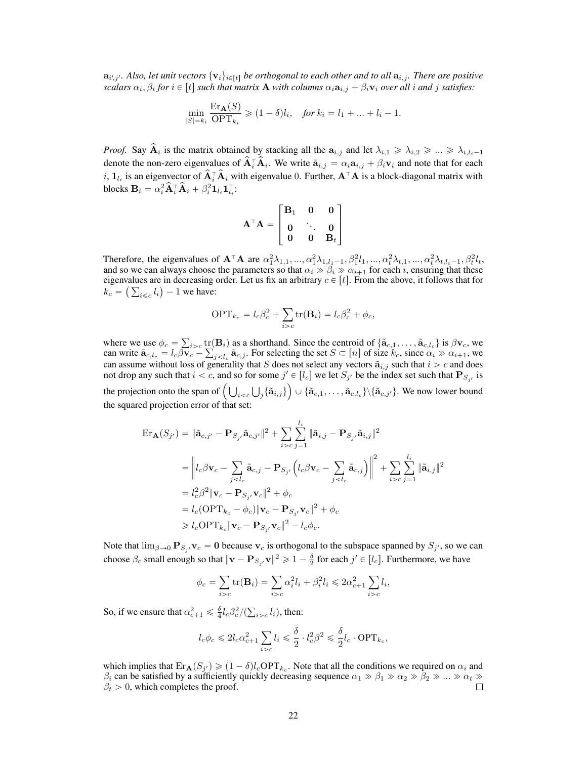$\mathbf{a}_{i',j'}$*. Also, let unit vectors* $\{\mathbf{v}_i\}_{i\in[t]}$ *be orthogonal to each other and to all* $\mathbf{a}_{i,j}$*. There are positive scalars* $\alpha_i, \beta_i$ *for* $i \in [t]$ *such that matrix* $\mathbf{A}$ *with columns* $\alpha_i \mathbf{a}_{i,j} + \beta_i \mathbf{v}_i$ *over all* $i$ *and* $j$ *satisfies:*

$$\min_{|S|=k_i} \frac{\mathrm{Er}_{\mathbf{A}}(S)}{\mathrm{OPT}_{k_i}} \geqslant (1-\delta) l_i, \quad \textit{for } k_i = l_1 + ... + l_i - 1.$$

*Proof.* Say $\widehat{\mathbf{A}}_i$ is the matrix obtained by stacking all the $\mathbf{a}_{i,j}$ and let $\lambda_{i,1} \geqslant \lambda_{i,2} \geqslant ... \geqslant \lambda_{i,l_i-1}$ denote the non-zero eigenvalues of $\widehat{\mathbf{A}}_i^\top \widehat{\mathbf{A}}_i$. We write $\tilde{\mathbf{a}}_{i,j} = \alpha_i \mathbf{a}_{i,j} + \beta_i \mathbf{v}_i$ and note that for each $i$, $\mathbf{1}_{l_i}$ is an eigenvector of $\widehat{\mathbf{A}}_i^\top \widehat{\mathbf{A}}_i$ with eigenvalue 0. Further, $\mathbf{A}^\top \mathbf{A}$ is a block-diagonal matrix with blocks $\mathbf{B}_i = \alpha_i^2 \widehat{\mathbf{A}}_i^\top \widehat{\mathbf{A}}_i + \beta_i^2 \mathbf{1}_{l_i} \mathbf{1}_{l_i}^\top$:

$$\mathbf{A}^\top \mathbf{A} = \begin{bmatrix} \mathbf{B}_1 & \mathbf{0} & \mathbf{0} \\ \mathbf{0} & \ddots & \mathbf{0} \\ \mathbf{0} & \mathbf{0} & \mathbf{B}_t \end{bmatrix}$$

Therefore, the eigenvalues of $\mathbf{A}^\top \mathbf{A}$ are $\alpha_1^2 \lambda_{1,1}, ..., \alpha_1^2 \lambda_{1,l_1-1}, \beta_1^2 l_1, ..., \alpha_t^2 \lambda_{t,1}, ..., \alpha_t^2 \lambda_{t,l_t-1}, \beta_t^2 l_t$, and so we can always choose the parameters so that $\alpha_i \gg \beta_i \gg \alpha_{i+1}$ for each $i$, ensuring that these eigenvalues are in decreasing order. Let us fix an arbitrary $c \in [t]$. From the above, it follows that for $k_c = \left(\sum_{i \leqslant c} l_i\right) - 1$ we have:

$$\mathrm{OPT}_{k_c} = l_c \beta_c^2 + \sum_{i>c} \mathrm{tr}(\mathbf{B}_i) = l_c \beta_c^2 + \phi_c,$$

where we use $\phi_c = \sum_{i>c} \mathrm{tr}(\mathbf{B}_i)$ as a shorthand. Since the centroid of $\{\tilde{\mathbf{a}}_{c,1}, \ldots, \tilde{\mathbf{a}}_{c,l_c}\}$ is $\beta \mathbf{v}_c$, we can write $\tilde{\mathbf{a}}_{c,l_c} = l_c \beta \mathbf{v}_c - \sum_{j<l_c} \tilde{\mathbf{a}}_{c,j}$. For selecting the set $S \subset [n]$ of size $k_c$, since $\alpha_i \gg \alpha_{i+1}$, we can assume without loss of generality that $S$ does not select any vectors $\tilde{\mathbf{a}}_{i,j}$ such that $i > c$ and does not drop any such that $i < c$, and so for some $j' \in [l_c]$ we let $S_{j'}$ be the index set such that $\mathbf{P}_{S_{j'}}$ is the projection onto the span of $\left(\bigcup_{i<c} \bigcup_j \{\tilde{\mathbf{a}}_{i,j}\}\right) \cup \{\tilde{\mathbf{a}}_{c,1}, \ldots, \tilde{\mathbf{a}}_{c,l_c}\} \backslash \{\tilde{\mathbf{a}}_{c,j'}\}$. We now lower bound the squared projection error of that set:

$$\begin{aligned}
\mathrm{Er}_{\mathbf{A}}(S_{j'}) &= \|\tilde{\mathbf{a}}_{c,j'} - \mathbf{P}_{S_{j'}} \tilde{\mathbf{a}}_{c,j'}\|^2 + \sum_{i>c} \sum_{j=1}^{l_i} \|\tilde{\mathbf{a}}_{i,j} - \mathbf{P}_{S_{j'}} \tilde{\mathbf{a}}_{i,j}\|^2 \\
&= \left\| l_c \beta \mathbf{v}_c - \sum_{j<l_c} \tilde{\mathbf{a}}_{c,j} - \mathbf{P}_{S_{j'}} \Big( l_c \beta \mathbf{v}_c - \sum_{j<l_c} \tilde{\mathbf{a}}_{c,j} \Big) \right\|^2 + \sum_{i>c} \sum_{j=1}^{l_i} \|\tilde{\mathbf{a}}_{i,j}\|^2 \\
&= l_c^2 \beta^2 \|\mathbf{v}_c - \mathbf{P}_{S_{j'}} \mathbf{v}_c\|^2 + \phi_c \\
&= l_c (\mathrm{OPT}_{k_c} - \phi_c) \|\mathbf{v}_c - \mathbf{P}_{S_{j'}} \mathbf{v}_c\|^2 + \phi_c \\
&\geqslant l_c \mathrm{OPT}_{k_c} \|\mathbf{v}_c - \mathbf{P}_{S_{j'}} \mathbf{v}_c\|^2 - l_c \phi_c.
\end{aligned}$$

Note that $\lim_{\beta \to 0} \mathbf{P}_{S_{j'}} \mathbf{v}_c = \mathbf{0}$ because $\mathbf{v}_c$ is orthogonal to the subspace spanned by $S_{j'}$, so we can choose $\beta_c$ small enough so that $\|\mathbf{v} - \mathbf{P}_{S_{j'}} \mathbf{v}\|^2 \geqslant 1 - \frac{\delta}{2}$ for each $j' \in [l_c]$. Furthermore, we have

$$\phi_c = \sum_{i>c} \mathrm{tr}(\mathbf{B}_i) = \sum_{i>c} \alpha_i^2 l_i + \beta_i^2 l_i \leqslant 2\alpha_{c+1}^2 \sum_{i>c} l_i,$$

So, if we ensure that $\alpha_{c+1}^2 \leqslant \frac{\delta}{4} l_c \beta_c^2 / (\sum_{i>c} l_i)$, then:

$$l_c \phi_c \leqslant 2 l_c \alpha_{c+1}^2 \sum_{i>c} l_i \leqslant \frac{\delta}{2} \cdot l_c^2 \beta^2 \leqslant \frac{\delta}{2} l_c \cdot \mathrm{OPT}_{k_c},$$

which implies that $\mathrm{Er}_{\mathbf{A}}(S_{j'}) \geqslant (1-\delta) l_c \mathrm{OPT}_{k_c}$. Note that all the conditions we required on $\alpha_i$ and $\beta_i$ can be satisfied by a sufficiently quickly decreasing sequence $\alpha_1 \gg \beta_1 \gg \alpha_2 \gg \beta_2 \gg ... \gg \alpha_t \gg \beta_t > 0$, which completes the proof. ∎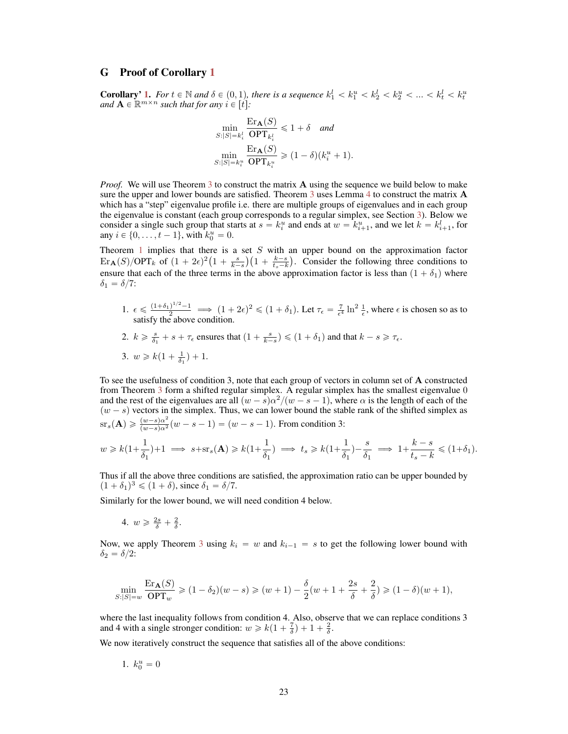## G Proof of Corollary 1

**Corollary' 1.** *For $t \in \mathbb{N}$ and $\delta \in (0,1)$, there is a sequence $k_1^l < k_1^u < k_2^l < k_2^u < \ldots < k_t^l < k_t^u$ and $\mathbf{A} \in \mathbb{R}^{m \times n}$ such that for any $i \in [t]$:*

$$\min_{S:|S|=k_i^l} \frac{\mathrm{Er}_{\mathbf{A}}(S)}{\mathrm{OPT}_{k_i^l}} \leqslant 1 + \delta \quad \textit{and}$$

$$\min_{S:|S|=k_i^u} \frac{\mathrm{Er}_{\mathbf{A}}(S)}{\mathrm{OPT}_{k_i^u}} \geqslant (1-\delta)(k_i^u + 1).$$

*Proof.* We will use Theorem 3 to construct the matrix $\mathbf{A}$ using the sequence we build below to make sure the upper and lower bounds are satisfied. Theorem 3 uses Lemma 4 to construct the matrix $\mathbf{A}$ which has a "step" eigenvalue profile i.e. there are multiple groups of eigenvalues and in each group the eigenvalue is constant (each group corresponds to a regular simplex, see Section 3). Below we consider a single such group that starts at $s = k_i^u$ and ends at $w = k_{i+1}^u$, and we let $k = k_{i+1}^l$, for any $i \in \{0, \ldots, t-1\}$, with $k_0^u = 0$.

Theorem 1 implies that there is a set $S$ with an upper bound on the approximation factor $\mathrm{Er}_{\mathbf{A}}(S)/\mathrm{OPT}_k$ of $(1+2\epsilon)^2\big(1+\frac{s}{k-s}\big)\big(1+\frac{k-s}{t_s-k}\big)$. Consider the following three conditions to ensure that each of the three terms in the above approximation factor is less than $(1+\delta_1)$ where $\delta_1 = \delta/7$:

1. $\epsilon \leqslant \frac{(1+\delta_1)^{1/2}-1}{2} \implies (1+2\epsilon)^2 \leqslant (1+\delta_1)$. Let $\tau_\epsilon = \frac{7}{\epsilon^4}\ln^2\frac{1}{\epsilon}$, where $\epsilon$ is chosen so as to satisfy the above condition.
2. $k \geqslant \frac{s}{\delta_1} + s + \tau_\epsilon$ ensures that $(1+\frac{s}{k-s}) \leqslant (1+\delta_1)$ and that $k - s \geqslant \tau_\epsilon$.
3. $w \geqslant k(1+\frac{1}{\delta_1}) + 1$.

To see the usefulness of condition 3, note that each group of vectors in column set of $\mathbf{A}$ constructed from Theorem 3 form a shifted regular simplex. A regular simplex has the smallest eigenvalue 0 and the rest of the eigenvalues are all $(w-s)\alpha^2/(w-s-1)$, where $\alpha$ is the length of each of the $(w-s)$ vectors in the simplex. Thus, we can lower bound the stable rank of the shifted simplex as $\mathrm{sr}_s(\mathbf{A}) \geqslant \frac{(w-s)\alpha^2}{(w-s)\alpha^2}(w-s-1) = (w-s-1)$. From condition 3:

$$w \geqslant k(1+\frac{1}{\delta_1})+1 \implies s+\mathrm{sr}_s(\mathbf{A}) \geqslant k(1+\frac{1}{\delta_1}) \implies t_s \geqslant k(1+\frac{1}{\delta_1})-\frac{s}{\delta_1} \implies 1+\frac{k-s}{t_s-k} \leqslant (1+\delta_1).$$

Thus if all the above three conditions are satisfied, the approximation ratio can be upper bounded by $(1+\delta_1)^3 \leqslant (1+\delta)$, since $\delta_1 = \delta/7$.

Similarly for the lower bound, we will need condition 4 below.

4. $w \geqslant \frac{2s}{\delta} + \frac{2}{\delta}$.

Now, we apply Theorem 3 using $k_i = w$ and $k_{i-1} = s$ to get the following lower bound with $\delta_2 = \delta/2$:

$$\min_{S:|S|=w} \frac{\mathrm{Er}_{\mathbf{A}}(S)}{\mathrm{OPT}_w} \geqslant (1-\delta_2)(w-s) \geqslant (w+1) - \frac{\delta}{2}(w+1+\frac{2s}{\delta}+\frac{2}{\delta}) \geqslant (1-\delta)(w+1),$$

where the last inequality follows from condition 4. Also, observe that we can replace conditions 3 and 4 with a single stronger condition: $w \geqslant k(1+\frac{7}{\delta}) + 1 + \frac{2}{\delta}$.

We now iteratively construct the sequence that satisfies all of the above conditions:

1. $k_0^u = 0$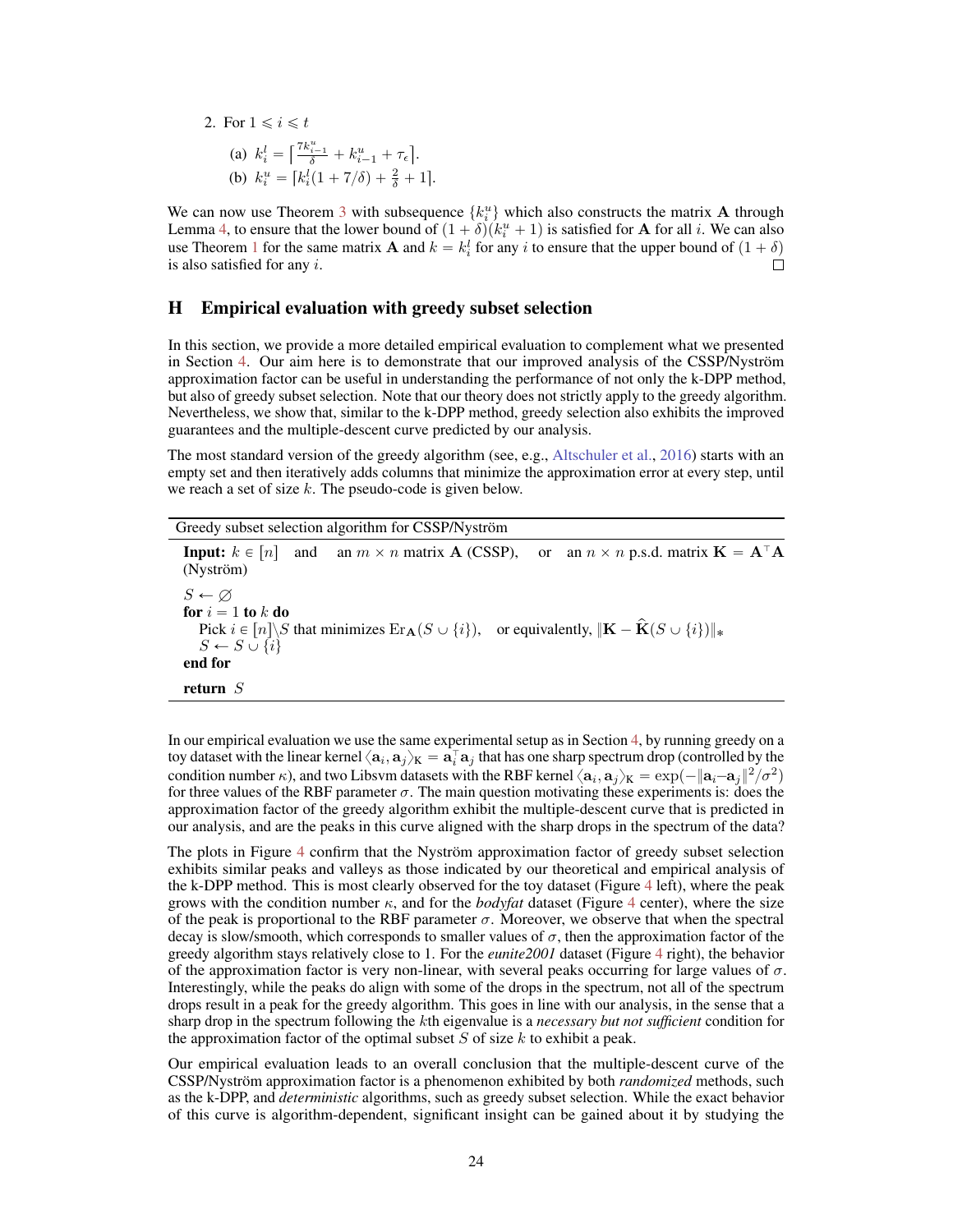2. For $1 \leqslant i \leqslant t$

   (a) $k_i^l = \lceil \frac{7k_{i-1}^u}{\delta} + k_{i-1}^u + \tau_\epsilon \rceil$.

   (b) $k_i^u = \lceil k_i^l(1 + 7/\delta) + \frac{2}{\delta} + 1 \rceil$.

We can now use Theorem 3 with subsequence $\{k_i^u\}$ which also constructs the matrix $\mathbf{A}$ through Lemma 4, to ensure that the lower bound of $(1+\delta)(k_i^u + 1)$ is satisfied for $\mathbf{A}$ for all $i$. We can also use Theorem 1 for the same matrix $\mathbf{A}$ and $k = k_i^l$ for any $i$ to ensure that the upper bound of $(1+\delta)$ is also satisfied for any $i$. ◻

## H Empirical evaluation with greedy subset selection

In this section, we provide a more detailed empirical evaluation to complement what we presented in Section 4. Our aim here is to demonstrate that our improved analysis of the CSSP/Nyström approximation factor can be useful in understanding the performance of not only the k-DPP method, but also of greedy subset selection. Note that our theory does not strictly apply to the greedy algorithm. Nevertheless, we show that, similar to the k-DPP method, greedy selection also exhibits the improved guarantees and the multiple-descent curve predicted by our analysis.

The most standard version of the greedy algorithm (see, e.g., Altschuler et al., 2016) starts with an empty set and then iteratively adds columns that minimize the approximation error at every step, until we reach a set of size $k$. The pseudo-code is given below.

---

Greedy subset selection algorithm for CSSP/Nyström

**Input:** $k \in [n]$ and an $m \times n$ matrix $\mathbf{A}$ (CSSP), or an $n \times n$ p.s.d. matrix $\mathbf{K} = \mathbf{A}^\top \mathbf{A}$ (Nyström)

$S \leftarrow \varnothing$
**for** $i = 1$ **to** $k$ **do**
  Pick $i \in [n] \backslash S$ that minimizes $\mathrm{Er}_{\mathbf{A}}(S \cup \{i\})$, or equivalently, $\|\mathbf{K} - \widehat{\mathbf{K}}(S \cup \{i\})\|_*$
  $S \leftarrow S \cup \{i\}$
**end for**

**return** $S$

---

In our empirical evaluation we use the same experimental setup as in Section 4, by running greedy on a toy dataset with the linear kernel $\langle \mathbf{a}_i, \mathbf{a}_j \rangle_{\mathrm{K}} = \mathbf{a}_i^\top \mathbf{a}_j$ that has one sharp spectrum drop (controlled by the condition number $\kappa$), and two Libsvm datasets with the RBF kernel $\langle \mathbf{a}_i, \mathbf{a}_j \rangle_{\mathrm{K}} = \exp(-\|\mathbf{a}_i - \mathbf{a}_j\|^2/\sigma^2)$ for three values of the RBF parameter $\sigma$. The main question motivating these experiments is: does the approximation factor of the greedy algorithm exhibit the multiple-descent curve that is predicted in our analysis, and are the peaks in this curve aligned with the sharp drops in the spectrum of the data?

The plots in Figure 4 confirm that the Nyström approximation factor of greedy subset selection exhibits similar peaks and valleys as those indicated by our theoretical and empirical analysis of the k-DPP method. This is most clearly observed for the toy dataset (Figure 4 left), where the peak grows with the condition number $\kappa$, and for the *bodyfat* dataset (Figure 4 center), where the size of the peak is proportional to the RBF parameter $\sigma$. Moreover, we observe that when the spectral decay is slow/smooth, which corresponds to smaller values of $\sigma$, then the approximation factor of the greedy algorithm stays relatively close to 1. For the *eunite2001* dataset (Figure 4 right), the behavior of the approximation factor is very non-linear, with several peaks occurring for large values of $\sigma$. Interestingly, while the peaks do align with some of the drops in the spectrum, not all of the spectrum drops result in a peak for the greedy algorithm. This goes in line with our analysis, in the sense that a sharp drop in the spectrum following the $k$th eigenvalue is a *necessary but not sufficient* condition for the approximation factor of the optimal subset $S$ of size $k$ to exhibit a peak.

Our empirical evaluation leads to an overall conclusion that the multiple-descent curve of the CSSP/Nyström approximation factor is a phenomenon exhibited by both *randomized* methods, such as the k-DPP, and *deterministic* algorithms, such as greedy subset selection. While the exact behavior of this curve is algorithm-dependent, significant insight can be gained about it by studying the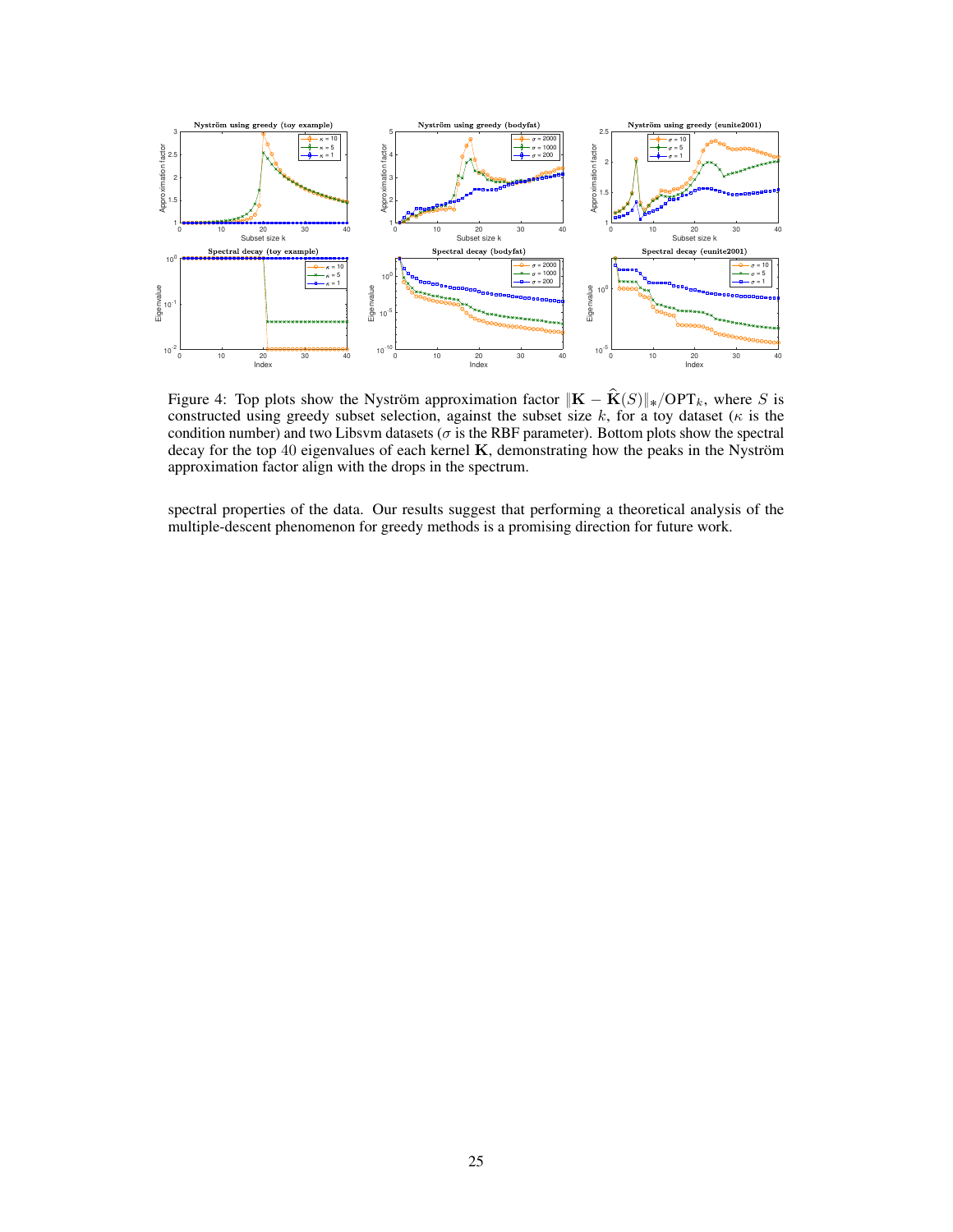Nyström using greedy (toy example)

Approximation factor

3

2.5

2

1.5

1

0 10 20 30 40

Subset size k

$\kappa = 10$

$\kappa = 5$

$\kappa = 1$

Nyström using greedy (bodyfat)

Approximation factor

5

4

3

2

1

0 10 20 30 40

Subset size k

$\sigma = 2000$

$\sigma = 1000$

$\sigma = 200$

Nyström using greedy (eunite2001)

Approximation factor

2.5

2

1.5

1

0 10 20 30 40

Subset size k

$\sigma = 10$

$\sigma = 5$

$\sigma = 1$

Spectral decay (toy example)

Eigenvalue

$10^{0}$

$10^{-1}$

$10^{-2}$

0 10 20 30 40

Index

$\kappa = 10$

$\kappa = 5$

$\kappa = 1$

Spectral decay (bodyfat)

Eigenvalue

$10^{0}$

$10^{-5}$

$10^{-10}$

0 10 20 30 40

Index

$\sigma = 2000$

$\sigma = 1000$

$\sigma = 200$

Spectral decay (eunite2001)

Eigenvalue

$10^{0}$

$10^{-5}$

0 10 20 30 40

Index

$\sigma = 10$

$\sigma = 5$

$\sigma = 1$

Figure 4: Top plots show the Nyström approximation factor $\|\mathbf{K} - \widehat{\mathbf{K}}(S)\|_*/\mathrm{OPT}_k$, where $S$ is constructed using greedy subset selection, against the subset size $k$, for a toy dataset ($\kappa$ is the condition number) and two Libsvm datasets ($\sigma$ is the RBF parameter). Bottom plots show the spectral decay for the top 40 eigenvalues of each kernel $\mathbf{K}$, demonstrating how the peaks in the Nyström approximation factor align with the drops in the spectrum.

spectral properties of the data. Our results suggest that performing a theoretical analysis of the multiple-descent phenomenon for greedy methods is a promising direction for future work.